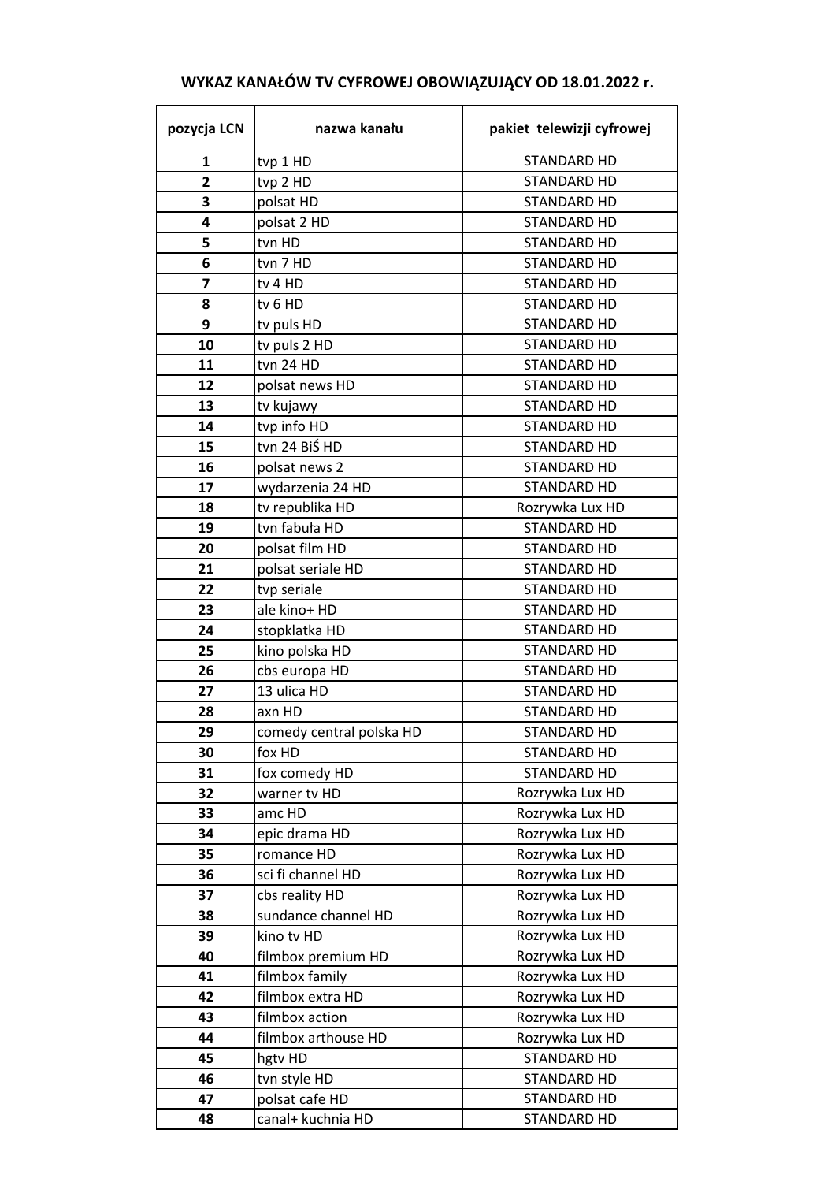# WYKAZ KANAŁÓW TV CYFROWEJ OBOWIĄZUJĄCY OD 18.01.2022 r.

| pozycja LCN | nazwa kanału | pakiet telewizji cyfrowej |
|---|---|---|
| 1 | tvp 1 HD | STANDARD HD |
| 2 | tvp 2 HD | STANDARD HD |
| 3 | polsat HD | STANDARD HD |
| 4 | polsat 2 HD | STANDARD HD |
| 5 | tvn HD | STANDARD HD |
| 6 | tvn 7 HD | STANDARD HD |
| 7 | tv 4 HD | STANDARD HD |
| 8 | tv 6 HD | STANDARD HD |
| 9 | tv puls HD | STANDARD HD |
| 10 | tv puls 2 HD | STANDARD HD |
| 11 | tvn 24 HD | STANDARD HD |
| 12 | polsat news HD | STANDARD HD |
| 13 | tv kujawy | STANDARD HD |
| 14 | tvp info HD | STANDARD HD |
| 15 | tvn 24 BiŚ HD | STANDARD HD |
| 16 | polsat news 2 | STANDARD HD |
| 17 | wydarzenia 24 HD | STANDARD HD |
| 18 | tv republika HD | Rozrywka Lux HD |
| 19 | tvn fabuła HD | STANDARD HD |
| 20 | polsat film HD | STANDARD HD |
| 21 | polsat seriale HD | STANDARD HD |
| 22 | tvp seriale | STANDARD HD |
| 23 | ale kino+ HD | STANDARD HD |
| 24 | stopklatka HD | STANDARD HD |
| 25 | kino polska HD | STANDARD HD |
| 26 | cbs europa HD | STANDARD HD |
| 27 | 13 ulica HD | STANDARD HD |
| 28 | axn HD | STANDARD HD |
| 29 | comedy central polska HD | STANDARD HD |
| 30 | fox HD | STANDARD HD |
| 31 | fox comedy HD | STANDARD HD |
| 32 | warner tv HD | Rozrywka Lux HD |
| 33 | amc HD | Rozrywka Lux HD |
| 34 | epic drama HD | Rozrywka Lux HD |
| 35 | romance HD | Rozrywka Lux HD |
| 36 | sci fi channel HD | Rozrywka Lux HD |
| 37 | cbs reality HD | Rozrywka Lux HD |
| 38 | sundance channel HD | Rozrywka Lux HD |
| 39 | kino tv HD | Rozrywka Lux HD |
| 40 | filmbox premium HD | Rozrywka Lux HD |
| 41 | filmbox family | Rozrywka Lux HD |
| 42 | filmbox extra HD | Rozrywka Lux HD |
| 43 | filmbox action | Rozrywka Lux HD |
| 44 | filmbox arthouse HD | Rozrywka Lux HD |
| 45 | hgtv HD | STANDARD HD |
| 46 | tvn style HD | STANDARD HD |
| 47 | polsat cafe HD | STANDARD HD |
| 48 | canal+ kuchnia HD | STANDARD HD |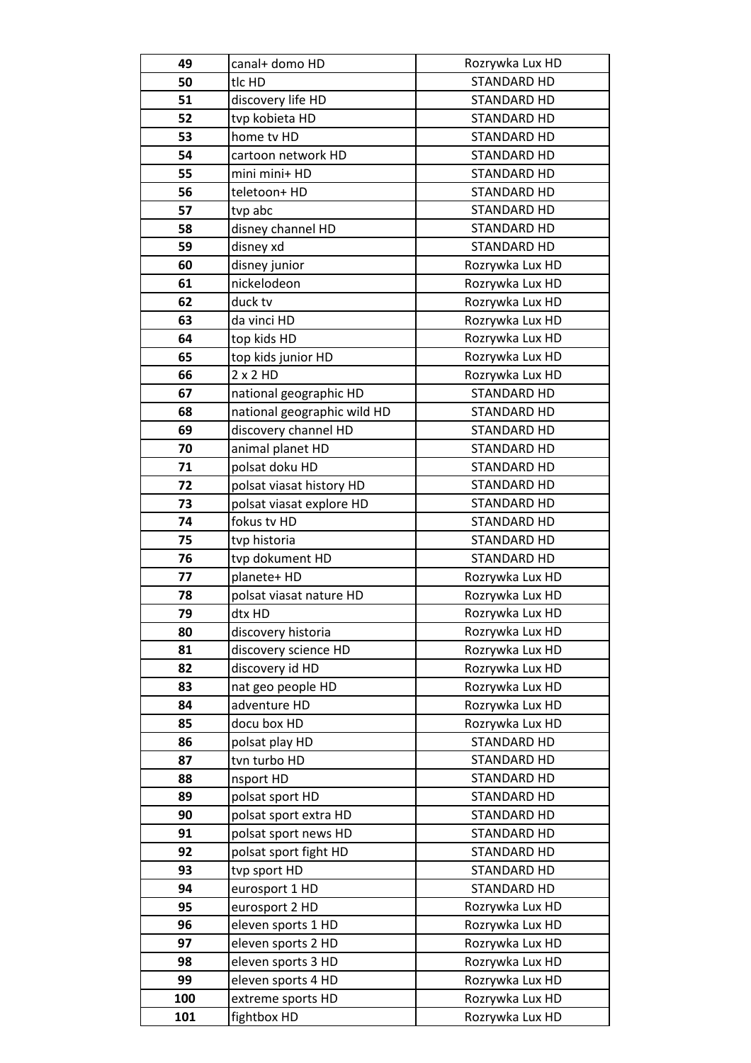| 49 | canal+ domo HD | Rozrywka Lux HD |
|---|---|---|
| 50 | tlc HD | STANDARD HD |
| 51 | discovery life HD | STANDARD HD |
| 52 | tvp kobieta HD | STANDARD HD |
| 53 | home tv HD | STANDARD HD |
| 54 | cartoon network HD | STANDARD HD |
| 55 | mini mini+ HD | STANDARD HD |
| 56 | teletoon+ HD | STANDARD HD |
| 57 | tvp abc | STANDARD HD |
| 58 | disney channel HD | STANDARD HD |
| 59 | disney xd | STANDARD HD |
| 60 | disney junior | Rozrywka Lux HD |
| 61 | nickelodeon | Rozrywka Lux HD |
| 62 | duck tv | Rozrywka Lux HD |
| 63 | da vinci HD | Rozrywka Lux HD |
| 64 | top kids HD | Rozrywka Lux HD |
| 65 | top kids junior HD | Rozrywka Lux HD |
| 66 | 2 x 2 HD | Rozrywka Lux HD |
| 67 | national geographic HD | STANDARD HD |
| 68 | national geographic wild HD | STANDARD HD |
| 69 | discovery channel HD | STANDARD HD |
| 70 | animal planet HD | STANDARD HD |
| 71 | polsat doku HD | STANDARD HD |
| 72 | polsat viasat history HD | STANDARD HD |
| 73 | polsat viasat explore HD | STANDARD HD |
| 74 | fokus tv HD | STANDARD HD |
| 75 | tvp historia | STANDARD HD |
| 76 | tvp dokument HD | STANDARD HD |
| 77 | planete+ HD | Rozrywka Lux HD |
| 78 | polsat viasat nature HD | Rozrywka Lux HD |
| 79 | dtx HD | Rozrywka Lux HD |
| 80 | discovery historia | Rozrywka Lux HD |
| 81 | discovery science HD | Rozrywka Lux HD |
| 82 | discovery id HD | Rozrywka Lux HD |
| 83 | nat geo people HD | Rozrywka Lux HD |
| 84 | adventure HD | Rozrywka Lux HD |
| 85 | docu box HD | Rozrywka Lux HD |
| 86 | polsat play HD | STANDARD HD |
| 87 | tvn turbo HD | STANDARD HD |
| 88 | nsport HD | STANDARD HD |
| 89 | polsat sport HD | STANDARD HD |
| 90 | polsat sport extra HD | STANDARD HD |
| 91 | polsat sport news HD | STANDARD HD |
| 92 | polsat sport fight HD | STANDARD HD |
| 93 | tvp sport HD | STANDARD HD |
| 94 | eurosport 1 HD | STANDARD HD |
| 95 | eurosport 2 HD | Rozrywka Lux HD |
| 96 | eleven sports 1 HD | Rozrywka Lux HD |
| 97 | eleven sports 2 HD | Rozrywka Lux HD |
| 98 | eleven sports 3 HD | Rozrywka Lux HD |
| 99 | eleven sports 4 HD | Rozrywka Lux HD |
| 100 | extreme sports HD | Rozrywka Lux HD |
| 101 | fightbox HD | Rozrywka Lux HD |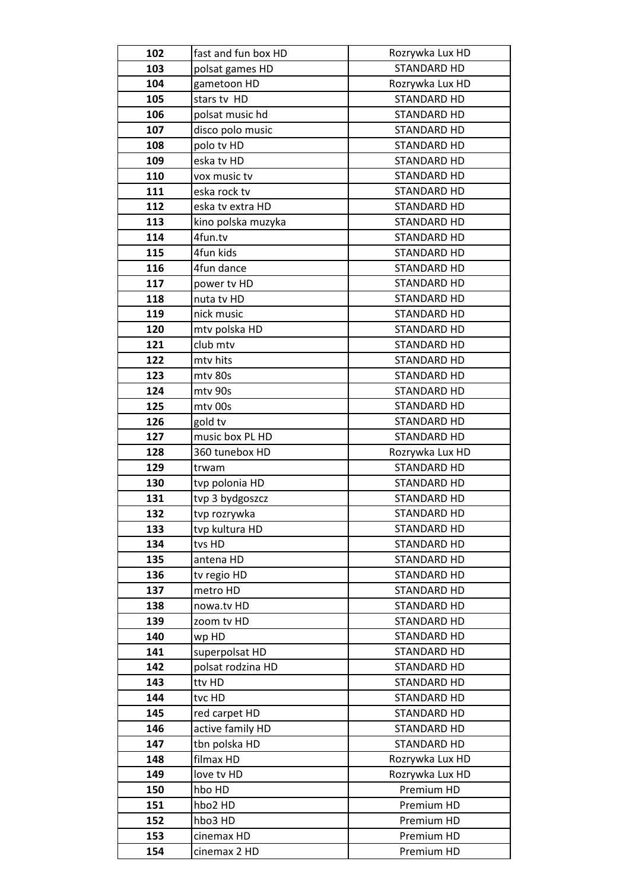| 102 | fast and fun box HD | Rozrywka Lux HD |
|---|---|---|
| 103 | polsat games HD | STANDARD HD |
| 104 | gametoon HD | Rozrywka Lux HD |
| 105 | stars tv  HD | STANDARD HD |
| 106 | polsat music hd | STANDARD HD |
| 107 | disco polo music | STANDARD HD |
| 108 | polo tv HD | STANDARD HD |
| 109 | eska tv HD | STANDARD HD |
| 110 | vox music tv | STANDARD HD |
| 111 | eska rock tv | STANDARD HD |
| 112 | eska tv extra HD | STANDARD HD |
| 113 | kino polska muzyka | STANDARD HD |
| 114 | 4fun.tv | STANDARD HD |
| 115 | 4fun kids | STANDARD HD |
| 116 | 4fun dance | STANDARD HD |
| 117 | power tv HD | STANDARD HD |
| 118 | nuta tv HD | STANDARD HD |
| 119 | nick music | STANDARD HD |
| 120 | mtv polska HD | STANDARD HD |
| 121 | club mtv | STANDARD HD |
| 122 | mtv hits | STANDARD HD |
| 123 | mtv 80s | STANDARD HD |
| 124 | mtv 90s | STANDARD HD |
| 125 | mtv 00s | STANDARD HD |
| 126 | gold tv | STANDARD HD |
| 127 | music box PL HD | STANDARD HD |
| 128 | 360 tunebox HD | Rozrywka Lux HD |
| 129 | trwam | STANDARD HD |
| 130 | tvp polonia HD | STANDARD HD |
| 131 | tvp 3 bydgoszcz | STANDARD HD |
| 132 | tvp rozrywka | STANDARD HD |
| 133 | tvp kultura HD | STANDARD HD |
| 134 | tvs HD | STANDARD HD |
| 135 | antena HD | STANDARD HD |
| 136 | tv regio HD | STANDARD HD |
| 137 | metro HD | STANDARD HD |
| 138 | nowa.tv HD | STANDARD HD |
| 139 | zoom tv HD | STANDARD HD |
| 140 | wp HD | STANDARD HD |
| 141 | superpolsat HD | STANDARD HD |
| 142 | polsat rodzina HD | STANDARD HD |
| 143 | ttv HD | STANDARD HD |
| 144 | tvc HD | STANDARD HD |
| 145 | red carpet HD | STANDARD HD |
| 146 | active family HD | STANDARD HD |
| 147 | tbn polska HD | STANDARD HD |
| 148 | filmax HD | Rozrywka Lux HD |
| 149 | love tv HD | Rozrywka Lux HD |
| 150 | hbo HD | Premium HD |
| 151 | hbo2 HD | Premium HD |
| 152 | hbo3 HD | Premium HD |
| 153 | cinemax HD | Premium HD |
| 154 | cinemax 2 HD | Premium HD |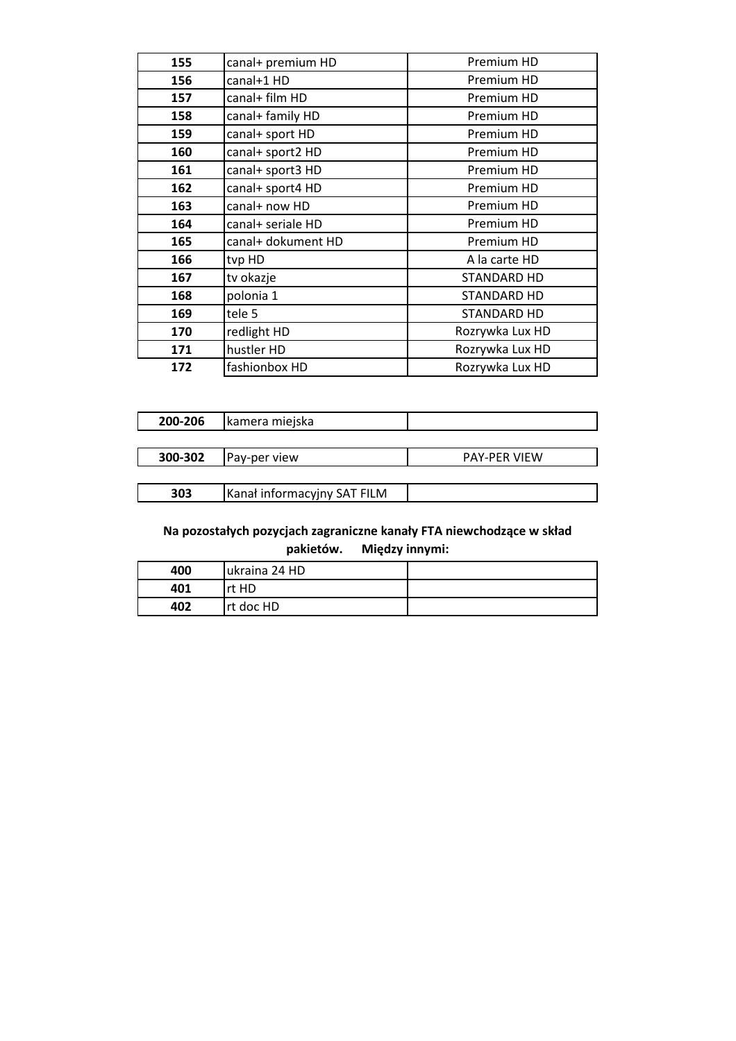| | | |
|---|---|---|
| **155** | canal+ premium HD | Premium HD |
| **156** | canal+1 HD | Premium HD |
| **157** | canal+ film HD | Premium HD |
| **158** | canal+ family HD | Premium HD |
| **159** | canal+ sport HD | Premium HD |
| **160** | canal+ sport2 HD | Premium HD |
| **161** | canal+ sport3 HD | Premium HD |
| **162** | canal+ sport4 HD | Premium HD |
| **163** | canal+ now HD | Premium HD |
| **164** | canal+ seriale HD | Premium HD |
| **165** | canal+ dokument HD | Premium HD |
| **166** | tvp HD | A la carte HD |
| **167** | tv okazje | STANDARD HD |
| **168** | polonia 1 | STANDARD HD |
| **169** | tele 5 | STANDARD HD |
| **170** | redlight HD | Rozrywka Lux HD |
| **171** | hustler HD | Rozrywka Lux HD |
| **172** | fashionbox HD | Rozrywka Lux HD |

| | | |
|---|---|---|
| **200-206** | kamera miejska | |

| | | |
|---|---|---|
| **300-302** | Pay-per view | PAY-PER VIEW |

| | | |
|---|---|---|
| **303** | Kanał informacyjny SAT FILM | |

**Na pozostałych pozycjach zagraniczne kanały FTA niewchodzące w skład pakietów. Między innymi:**

| | | |
|---|---|---|
| **400** | ukraina 24 HD | |
| **401** | rt HD | |
| **402** | rt doc HD | |